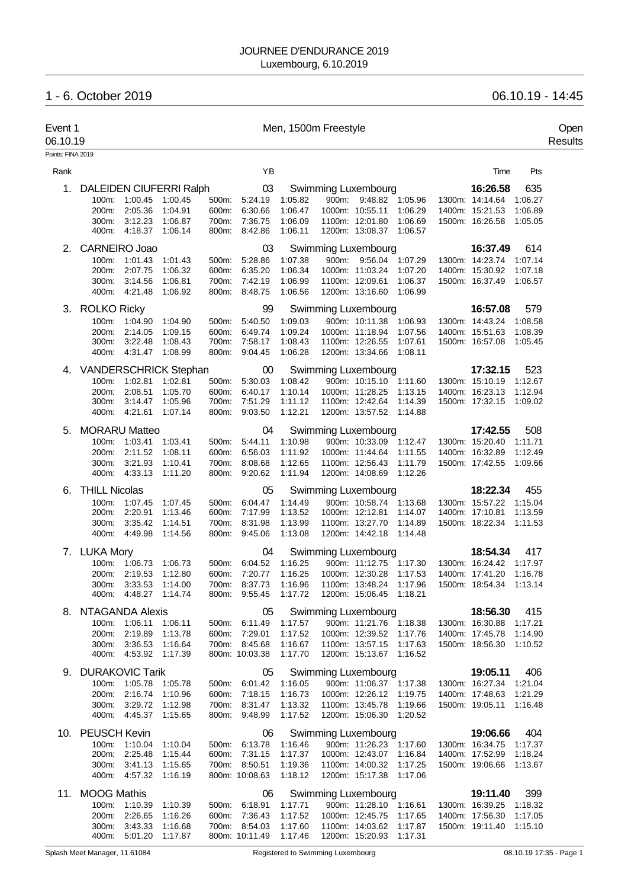JOURNEE D'ENDURANCE 2019
Luxembourg, 6.10.2019

## 1 - 6. October 2019 — 06.10.19 - 14:45

Event 1 — Men, 1500m Freestyle — Open
06.10.19 — Results

Points: FINA 2019

| Rank | Name | YB | Club | Time | Pts |
|---|---|---|---|---|---|
| 1. | DALEIDEN CIUFERRI Ralph | 03 | Swimming Luxembourg | 16:26.58 | 635 |
| | 100m: 1:00.45 1:00.45 / 200m: 2:05.36 1:04.91 / 300m: 3:12.23 1:06.87 / 400m: 4:18.37 1:06.14 | | 500m: 5:24.19 1:05.82 / 600m: 6:30.66 1:06.47 / 700m: 7:36.75 1:06.09 / 800m: 8:42.86 1:06.11 | 900m: 9:48.82 1:05.96 / 1000m: 10:55.11 1:06.29 / 1100m: 12:01.80 1:06.69 / 1200m: 13:08.37 1:06.57 | 1300m: 14:14.64 1:06.27 / 1400m: 15:21.53 1:06.89 / 1500m: 16:26.58 1:05.05 |
| 2. | CARNEIRO Joao | 03 | Swimming Luxembourg | 16:37.49 | 614 |
| | 100m: 1:01.43 1:01.43 / 200m: 2:07.75 1:06.32 / 300m: 3:14.56 1:06.81 / 400m: 4:21.48 1:06.92 | | 500m: 5:28.86 1:07.38 / 600m: 6:35.20 1:06.34 / 700m: 7:42.19 1:06.99 / 800m: 8:48.75 1:06.56 | 900m: 9:56.04 1:07.29 / 1000m: 11:03.24 1:07.20 / 1100m: 12:09.61 1:06.37 / 1200m: 13:16.60 1:06.99 | 1300m: 14:23.74 1:07.14 / 1400m: 15:30.92 1:07.18 / 1500m: 16:37.49 1:06.57 |
| 3. | ROLKO Ricky | 99 | Swimming Luxembourg | 16:57.08 | 579 |
| | 100m: 1:04.90 1:04.90 / 200m: 2:14.05 1:09.15 / 300m: 3:22.48 1:08.43 / 400m: 4:31.47 1:08.99 | | 500m: 5:40.50 1:09.03 / 600m: 6:49.74 1:09.24 / 700m: 7:58.17 1:08.43 / 800m: 9:04.45 1:06.28 | 900m: 10:11.38 1:06.93 / 1000m: 11:18.94 1:07.56 / 1100m: 12:26.55 1:07.61 / 1200m: 13:34.66 1:08.11 | 1300m: 14:43.24 1:08.58 / 1400m: 15:51.63 1:08.39 / 1500m: 16:57.08 1:05.45 |
| 4. | VANDERSCHRICK Stephan | 00 | Swimming Luxembourg | 17:32.15 | 523 |
| | 100m: 1:02.81 1:02.81 / 200m: 2:08.51 1:05.70 / 300m: 3:14.47 1:05.96 / 400m: 4:21.61 1:07.14 | | 500m: 5:30.03 1:08.42 / 600m: 6:40.17 1:10.14 / 700m: 7:51.29 1:11.12 / 800m: 9:03.50 1:12.21 | 900m: 10:15.10 1:11.60 / 1000m: 11:28.25 1:13.15 / 1100m: 12:42.64 1:14.39 / 1200m: 13:57.52 1:14.88 | 1300m: 15:10.19 1:12.67 / 1400m: 16:23.13 1:12.94 / 1500m: 17:32.15 1:09.02 |
| 5. | MORARU Matteo | 04 | Swimming Luxembourg | 17:42.55 | 508 |
| | 100m: 1:03.41 1:03.41 / 200m: 2:11.52 1:08.11 / 300m: 3:21.93 1:10.41 / 400m: 4:33.13 1:11.20 | | 500m: 5:44.11 1:10.98 / 600m: 6:56.03 1:11.92 / 700m: 8:08.68 1:12.65 / 800m: 9:20.62 1:11.94 | 900m: 10:33.09 1:12.47 / 1000m: 11:44.64 1:11.55 / 1100m: 12:56.43 1:11.79 / 1200m: 14:08.69 1:12.26 | 1300m: 15:20.40 1:11.71 / 1400m: 16:32.89 1:12.49 / 1500m: 17:42.55 1:09.66 |
| 6. | THILL Nicolas | 05 | Swimming Luxembourg | 18:22.34 | 455 |
| | 100m: 1:07.45 1:07.45 / 200m: 2:20.91 1:13.46 / 300m: 3:35.42 1:14.51 / 400m: 4:49.98 1:14.56 | | 500m: 6:04.47 1:14.49 / 600m: 7:17.99 1:13.52 / 700m: 8:31.98 1:13.99 / 800m: 9:45.06 1:13.08 | 900m: 10:58.74 1:13.68 / 1000m: 12:12.81 1:14.07 / 1100m: 13:27.70 1:14.89 / 1200m: 14:42.18 1:14.48 | 1300m: 15:57.22 1:15.04 / 1400m: 17:10.81 1:13.59 / 1500m: 18:22.34 1:11.53 |
| 7. | LUKA Mory | 04 | Swimming Luxembourg | 18:54.34 | 417 |
| | 100m: 1:06.73 1:06.73 / 200m: 2:19.53 1:12.80 / 300m: 3:33.53 1:14.00 / 400m: 4:48.27 1:14.74 | | 500m: 6:04.52 1:16.25 / 600m: 7:20.77 1:16.25 / 700m: 8:37.73 1:16.96 / 800m: 9:55.45 1:17.72 | 900m: 11:12.75 1:17.30 / 1000m: 12:30.28 1:17.53 / 1100m: 13:48.24 1:17.96 / 1200m: 15:06.45 1:18.21 | 1300m: 16:24.42 1:17.97 / 1400m: 17:41.20 1:16.78 / 1500m: 18:54.34 1:13.14 |
| 8. | NTAGANDA Alexis | 05 | Swimming Luxembourg | 18:56.30 | 415 |
| | 100m: 1:06.11 1:06.11 / 200m: 2:19.89 1:13.78 / 300m: 3:36.53 1:16.64 / 400m: 4:53.92 1:17.39 | | 500m: 6:11.49 1:17.57 / 600m: 7:29.01 1:17.52 / 700m: 8:45.68 1:16.67 / 800m: 10:03.38 1:17.70 | 900m: 11:21.76 1:18.38 / 1000m: 12:39.52 1:17.76 / 1100m: 13:57.15 1:17.63 / 1200m: 15:13.67 1:16.52 | 1300m: 16:30.88 1:17.21 / 1400m: 17:45.78 1:14.90 / 1500m: 18:56.30 1:10.52 |
| 9. | DURAKOVIC Tarik | 05 | Swimming Luxembourg | 19:05.11 | 406 |
| | 100m: 1:05.78 1:05.78 / 200m: 2:16.74 1:10.96 / 300m: 3:29.72 1:12.98 / 400m: 4:45.37 1:15.65 | | 500m: 6:01.42 1:16.05 / 600m: 7:18.15 1:16.73 / 700m: 8:31.47 1:13.32 / 800m: 9:48.99 1:17.52 | 900m: 11:06.37 1:17.38 / 1000m: 12:26.12 1:19.75 / 1100m: 13:45.78 1:19.66 / 1200m: 15:06.30 1:20.52 | 1300m: 16:27.34 1:21.04 / 1400m: 17:48.63 1:21.29 / 1500m: 19:05.11 1:16.48 |
| 10. | PEUSCH Kevin | 06 | Swimming Luxembourg | 19:06.66 | 404 |
| | 100m: 1:10.04 1:10.04 / 200m: 2:25.48 1:15.44 / 300m: 3:41.13 1:15.65 / 400m: 4:57.32 1:16.19 | | 500m: 6:13.78 1:16.46 / 600m: 7:31.15 1:17.37 / 700m: 8:50.51 1:19.36 / 800m: 10:08.63 1:18.12 | 900m: 11:26.23 1:17.60 / 1000m: 12:43.07 1:16.84 / 1100m: 14:00.32 1:17.25 / 1200m: 15:17.38 1:17.06 | 1300m: 16:34.75 1:17.37 / 1400m: 17:52.99 1:18.24 / 1500m: 19:06.66 1:13.67 |
| 11. | MOOG Mathis | 06 | Swimming Luxembourg | 19:11.40 | 399 |
| | 100m: 1:10.39 1:10.39 / 200m: 2:26.65 1:16.26 / 300m: 3:43.33 1:16.68 / 400m: 5:01.20 1:17.87 | | 500m: 6:18.91 1:17.71 / 600m: 7:36.43 1:17.52 / 700m: 8:54.03 1:17.60 / 800m: 10:11.49 1:17.46 | 900m: 11:28.10 1:16.61 / 1000m: 12:45.75 1:17.65 / 1100m: 14:03.62 1:17.87 / 1200m: 15:20.93 1:17.31 | 1300m: 16:39.25 1:18.32 / 1400m: 17:56.30 1:17.05 / 1500m: 19:11.40 1:15.10 |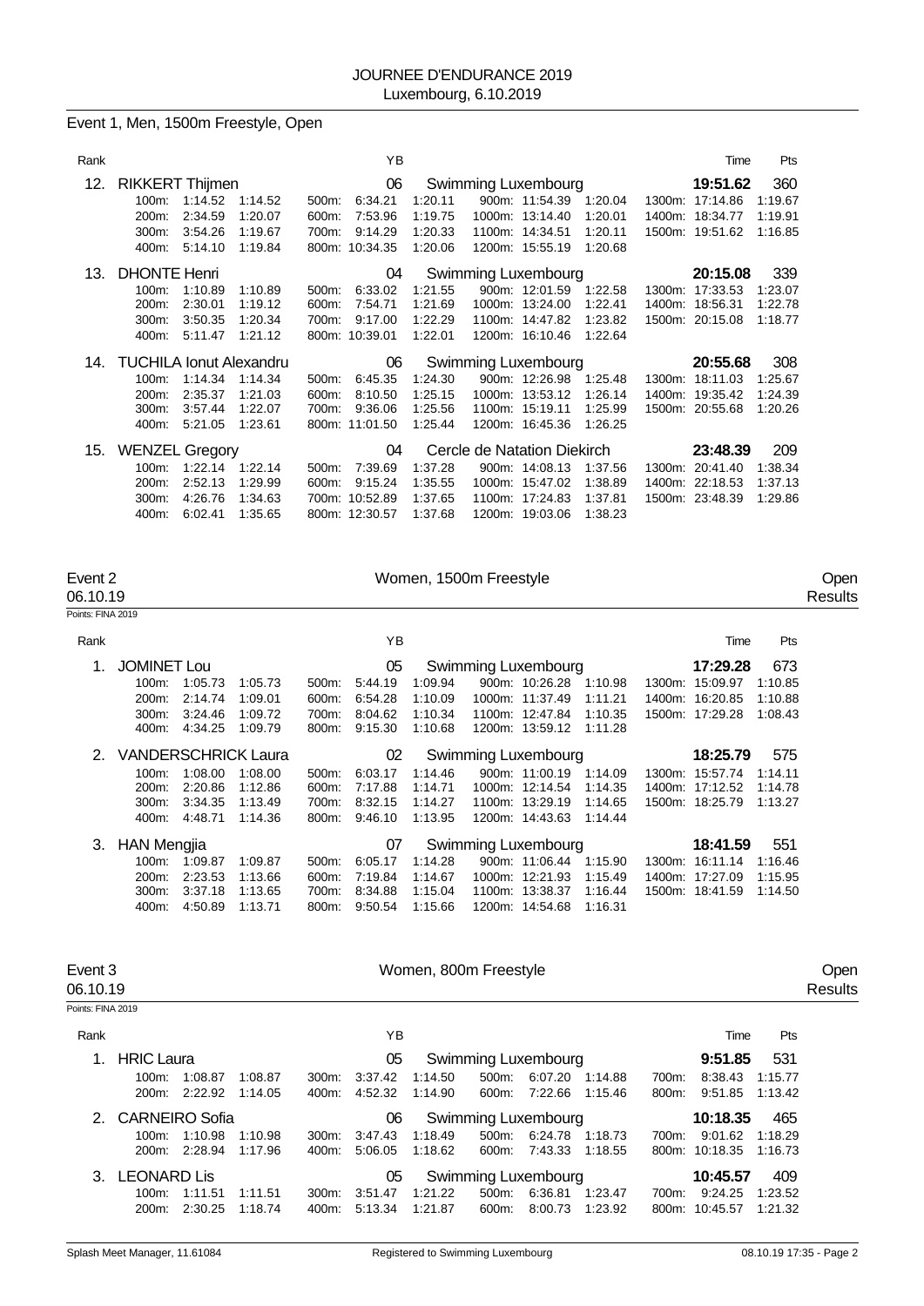JOURNEE D'ENDURANCE 2019
Luxembourg, 6.10.2019

## Event 1, Men, 1500m Freestyle, Open

| Rank | Name | YB | Club | Time | Pts |
|---|---|---|---|---|---|
| 12. | RIKKERT Thijmen | 06 | Swimming Luxembourg | 19:51.62 | 360 |
| | 100m: 1:14.52 1:14.52 / 200m: 2:34.59 1:20.07 / 300m: 3:54.26 1:19.67 / 400m: 5:14.10 1:19.84 | 500m: 6:34.21 1:20.11 / 600m: 7:53.96 1:19.75 / 700m: 9:14.29 1:20.33 / 800m: 10:34.35 1:20.06 | 900m: 11:54.39 1:20.04 / 1000m: 13:14.40 1:20.01 / 1100m: 14:34.51 1:20.11 / 1200m: 15:55.19 1:20.68 | 1300m: 17:14.86 1:19.67 / 1400m: 18:34.77 1:19.91 / 1500m: 19:51.62 1:16.85 | |
| 13. | DHONTE Henri | 04 | Swimming Luxembourg | 20:15.08 | 339 |
| | 100m: 1:10.89 1:10.89 / 200m: 2:30.01 1:19.12 / 300m: 3:50.35 1:20.34 / 400m: 5:11.47 1:21.12 | 500m: 6:33.02 1:21.55 / 600m: 7:54.71 1:21.69 / 700m: 9:17.00 1:22.29 / 800m: 10:39.01 1:22.01 | 900m: 12:01.59 1:22.58 / 1000m: 13:24.00 1:22.41 / 1100m: 14:47.82 1:23.82 / 1200m: 16:10.46 1:22.64 | 1300m: 17:33.53 1:23.07 / 1400m: 18:56.31 1:22.78 / 1500m: 20:15.08 1:18.77 | |
| 14. | TUCHILA Ionut Alexandru | 06 | Swimming Luxembourg | 20:55.68 | 308 |
| | 100m: 1:14.34 1:14.34 / 200m: 2:35.37 1:21.03 / 300m: 3:57.44 1:22.07 / 400m: 5:21.05 1:23.61 | 500m: 6:45.35 1:24.30 / 600m: 8:10.50 1:25.15 / 700m: 9:36.06 1:25.56 / 800m: 11:01.50 1:25.44 | 900m: 12:26.98 1:25.48 / 1000m: 13:53.12 1:26.14 / 1100m: 15:19.11 1:25.99 / 1200m: 16:45.36 1:26.25 | 1300m: 18:11.03 1:25.67 / 1400m: 19:35.42 1:24.39 / 1500m: 20:55.68 1:20.26 | |
| 15. | WENZEL Gregory | 04 | Cercle de Natation Diekirch | 23:48.39 | 209 |
| | 100m: 1:22.14 1:22.14 / 200m: 2:52.13 1:29.99 / 300m: 4:26.76 1:34.63 / 400m: 6:02.41 1:35.65 | 500m: 7:39.69 1:37.28 / 600m: 9:15.24 1:35.55 / 700m: 10:52.89 1:37.65 / 800m: 12:30.57 1:37.68 | 900m: 14:08.13 1:37.56 / 1000m: 15:47.02 1:38.89 / 1100m: 17:24.83 1:37.81 / 1200m: 19:03.06 1:38.23 | 1300m: 20:41.40 1:38.34 / 1400m: 22:18.53 1:37.13 / 1500m: 23:48.39 1:29.86 | |

## Event 2 — Women, 1500m Freestyle — Open

06.10.19 — Results

Points: FINA 2019

| Rank | Name | YB | Club | Time | Pts |
|---|---|---|---|---|---|
| 1. | JOMINET Lou | 05 | Swimming Luxembourg | 17:29.28 | 673 |
| | 100m: 1:05.73 1:05.73 / 200m: 2:14.74 1:09.01 / 300m: 3:24.46 1:09.72 / 400m: 4:34.25 1:09.79 | 500m: 5:44.19 1:09.94 / 600m: 6:54.28 1:10.09 / 700m: 8:04.62 1:10.34 / 800m: 9:15.30 1:10.68 | 900m: 10:26.28 1:10.98 / 1000m: 11:37.49 1:11.21 / 1100m: 12:47.84 1:10.35 / 1200m: 13:59.12 1:11.28 | 1300m: 15:09.97 1:10.85 / 1400m: 16:20.85 1:10.88 / 1500m: 17:29.28 1:08.43 | |
| 2. | VANDERSCHRICK Laura | 02 | Swimming Luxembourg | 18:25.79 | 575 |
| | 100m: 1:08.00 1:08.00 / 200m: 2:20.86 1:12.86 / 300m: 3:34.35 1:13.49 / 400m: 4:48.71 1:14.36 | 500m: 6:03.17 1:14.46 / 600m: 7:17.88 1:14.71 / 700m: 8:32.15 1:14.27 / 800m: 9:46.10 1:13.95 | 900m: 11:00.19 1:14.09 / 1000m: 12:14.54 1:14.35 / 1100m: 13:29.19 1:14.65 / 1200m: 14:43.63 1:14.44 | 1300m: 15:57.74 1:14.11 / 1400m: 17:12.52 1:14.78 / 1500m: 18:25.79 1:13.27 | |
| 3. | HAN Mengjia | 07 | Swimming Luxembourg | 18:41.59 | 551 |
| | 100m: 1:09.87 1:09.87 / 200m: 2:23.53 1:13.66 / 300m: 3:37.18 1:13.65 / 400m: 4:50.89 1:13.71 | 500m: 6:05.17 1:14.28 / 600m: 7:19.84 1:14.67 / 700m: 8:34.88 1:15.04 / 800m: 9:50.54 1:15.66 | 900m: 11:06.44 1:15.90 / 1000m: 12:21.93 1:15.49 / 1100m: 13:38.37 1:16.44 / 1200m: 14:54.68 1:16.31 | 1300m: 16:11.14 1:16.46 / 1400m: 17:27.09 1:15.95 / 1500m: 18:41.59 1:14.50 | |

## Event 3 — Women, 800m Freestyle — Open

06.10.19 — Results

Points: FINA 2019

| Rank | Name | YB | Club | Time | Pts |
|---|---|---|---|---|---|
| 1. | HRIC Laura | 05 | Swimming Luxembourg | 9:51.85 | 531 |
| | 100m: 1:08.87 1:08.87 / 200m: 2:22.92 1:14.05 | 300m: 3:37.42 1:14.50 / 400m: 4:52.32 1:14.90 | 500m: 6:07.20 1:14.88 / 600m: 7:22.66 1:15.46 | 700m: 8:38.43 1:15.77 / 800m: 9:51.85 1:13.42 | |
| 2. | CARNEIRO Sofia | 06 | Swimming Luxembourg | 10:18.35 | 465 |
| | 100m: 1:10.98 1:10.98 / 200m: 2:28.94 1:17.96 | 300m: 3:47.43 1:18.49 / 400m: 5:06.05 1:18.62 | 500m: 6:24.78 1:18.73 / 600m: 7:43.33 1:18.55 | 700m: 9:01.62 1:18.29 / 800m: 10:18.35 1:16.73 | |
| 3. | LEONARD Lis | 05 | Swimming Luxembourg | 10:45.57 | 409 |
| | 100m: 1:11.51 1:11.51 / 200m: 2:30.25 1:18.74 | 300m: 3:51.47 1:21.22 / 400m: 5:13.34 1:21.87 | 500m: 6:36.81 1:23.47 / 600m: 8:00.73 1:23.92 | 700m: 9:24.25 1:23.52 / 800m: 10:45.57 1:21.32 | |

Splash Meet Manager, 11.61084 — Registered to Swimming Luxembourg — 08.10.19 17:35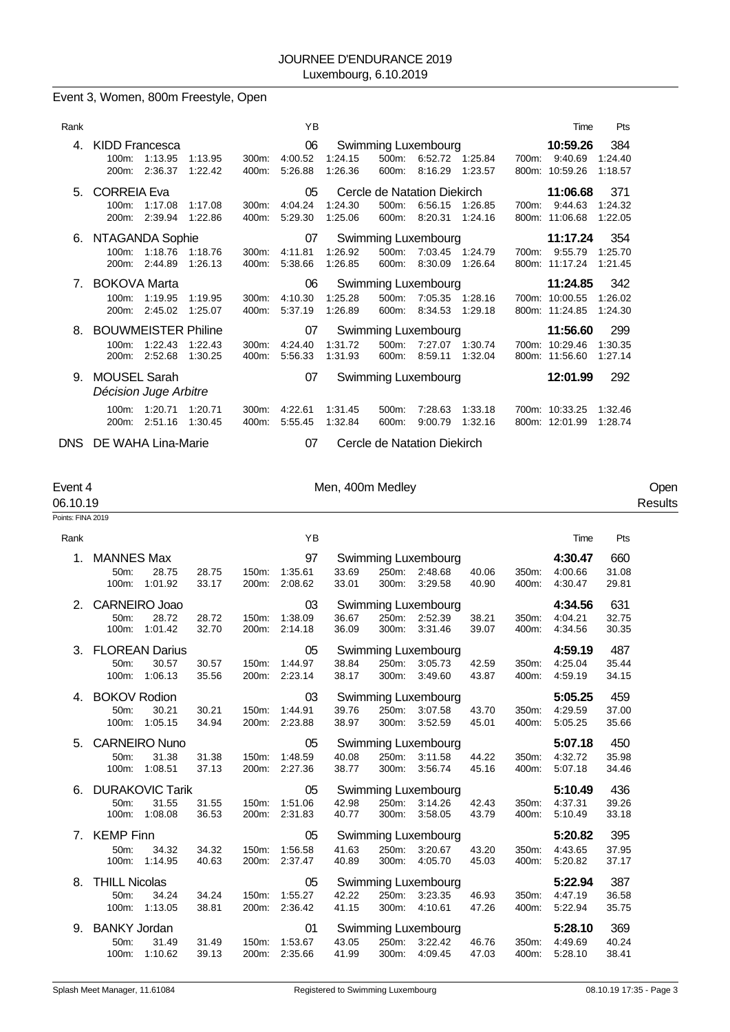JOURNEE D'ENDURANCE 2019
Luxembourg, 6.10.2019

## Event 3, Women, 800m Freestyle, Open

| Rank | Name | YB | Club | Time | Pts |
|---|---|---|---|---|---|
| 4. | KIDD Francesca | 06 | Swimming Luxembourg | **10:59.26** | 384 |
| | 100m: 1:13.95 1:13.95 / 200m: 2:36.37 1:22.42 | 300m: 4:00.52 1:24.15 / 400m: 5:26.88 1:26.36 | 500m: 6:52.72 1:25.84 / 600m: 8:16.29 1:23.57 | 700m: 9:40.69 1:24.40 / 800m: 10:59.26 1:18.57 | |
| 5. | CORREIA Eva | 05 | Cercle de Natation Diekirch | **11:06.68** | 371 |
| | 100m: 1:17.08 1:17.08 / 200m: 2:39.94 1:22.86 | 300m: 4:04.24 1:24.30 / 400m: 5:29.30 1:25.06 | 500m: 6:56.15 1:26.85 / 600m: 8:20.31 1:24.16 | 700m: 9:44.63 1:24.32 / 800m: 11:06.68 1:22.05 | |
| 6. | NTAGANDA Sophie | 07 | Swimming Luxembourg | **11:17.24** | 354 |
| | 100m: 1:18.76 1:18.76 / 200m: 2:44.89 1:26.13 | 300m: 4:11.81 1:26.92 / 400m: 5:38.66 1:26.85 | 500m: 7:03.45 1:24.79 / 600m: 8:30.09 1:26.64 | 700m: 9:55.79 1:25.70 / 800m: 11:17.24 1:21.45 | |
| 7. | BOKOVA Marta | 06 | Swimming Luxembourg | **11:24.85** | 342 |
| | 100m: 1:19.95 1:19.95 / 200m: 2:45.02 1:25.07 | 300m: 4:10.30 1:25.28 / 400m: 5:37.19 1:26.89 | 500m: 7:05.35 1:28.16 / 600m: 8:34.53 1:29.18 | 700m: 10:00.55 1:26.02 / 800m: 11:24.85 1:24.30 | |
| 8. | BOUWMEISTER Philine | 07 | Swimming Luxembourg | **11:56.60** | 299 |
| | 100m: 1:22.43 1:22.43 / 200m: 2:52.68 1:30.25 | 300m: 4:24.40 1:31.72 / 400m: 5:56.33 1:31.93 | 500m: 7:27.07 1:30.74 / 600m: 8:59.11 1:32.04 | 700m: 10:29.46 1:30.35 / 800m: 11:56.60 1:27.14 | |
| 9. | MOUSEL Sarah *Décision Juge Arbitre* | 07 | Swimming Luxembourg | **12:01.99** | 292 |
| | 100m: 1:20.71 1:20.71 / 200m: 2:51.16 1:30.45 | 300m: 4:22.61 1:31.45 / 400m: 5:55.45 1:32.84 | 500m: 7:28.63 1:33.18 / 600m: 9:00.79 1:32.16 | 700m: 10:33.25 1:32.46 / 800m: 12:01.99 1:28.74 | |
| DNS | DE WAHA Lina-Marie | 07 | Cercle de Natation Diekirch | | |

## Event 4 — Men, 400m Medley — Open

06.10.19 — Results

Points: FINA 2019

| Rank | Name | YB | Club | Time | Pts |
|---|---|---|---|---|---|
| 1. | MANNES Max | 97 | Swimming Luxembourg | **4:30.47** | 660 |
| | 50m: 28.75 28.75 / 100m: 1:01.92 33.17 | 150m: 1:35.61 33.69 / 200m: 2:08.62 33.01 | 250m: 2:48.68 40.06 / 300m: 3:29.58 40.90 | 350m: 4:00.66 31.08 / 400m: 4:30.47 29.81 | |
| 2. | CARNEIRO Joao | 03 | Swimming Luxembourg | **4:34.56** | 631 |
| | 50m: 28.72 28.72 / 100m: 1:01.42 32.70 | 150m: 1:38.09 36.67 / 200m: 2:14.18 36.09 | 250m: 2:52.39 38.21 / 300m: 3:31.46 39.07 | 350m: 4:04.21 32.75 / 400m: 4:34.56 30.35 | |
| 3. | FLOREAN Darius | 05 | Swimming Luxembourg | **4:59.19** | 487 |
| | 50m: 30.57 30.57 / 100m: 1:06.13 35.56 | 150m: 1:44.97 38.84 / 200m: 2:23.14 38.17 | 250m: 3:05.73 42.59 / 300m: 3:49.60 43.87 | 350m: 4:25.04 35.44 / 400m: 4:59.19 34.15 | |
| 4. | BOKOV Rodion | 03 | Swimming Luxembourg | **5:05.25** | 459 |
| | 50m: 30.21 30.21 / 100m: 1:05.15 34.94 | 150m: 1:44.91 39.76 / 200m: 2:23.88 38.97 | 250m: 3:07.58 43.70 / 300m: 3:52.59 45.01 | 350m: 4:29.59 37.00 / 400m: 5:05.25 35.66 | |
| 5. | CARNEIRO Nuno | 05 | Swimming Luxembourg | **5:07.18** | 450 |
| | 50m: 31.38 31.38 / 100m: 1:08.51 37.13 | 150m: 1:48.59 40.08 / 200m: 2:27.36 38.77 | 250m: 3:11.58 44.22 / 300m: 3:56.74 45.16 | 350m: 4:32.72 35.98 / 400m: 5:07.18 34.46 | |
| 6. | DURAKOVIC Tarik | 05 | Swimming Luxembourg | **5:10.49** | 436 |
| | 50m: 31.55 31.55 / 100m: 1:08.08 36.53 | 150m: 1:51.06 42.98 / 200m: 2:31.83 40.77 | 250m: 3:14.26 42.43 / 300m: 3:58.05 43.79 | 350m: 4:37.31 39.26 / 400m: 5:10.49 33.18 | |
| 7. | KEMP Finn | 05 | Swimming Luxembourg | **5:20.82** | 395 |
| | 50m: 34.32 34.32 / 100m: 1:14.95 40.63 | 150m: 1:56.58 41.63 / 200m: 2:37.47 40.89 | 250m: 3:20.67 43.20 / 300m: 4:05.70 45.03 | 350m: 4:43.65 37.95 / 400m: 5:20.82 37.17 | |
| 8. | THILL Nicolas | 05 | Swimming Luxembourg | **5:22.94** | 387 |
| | 50m: 34.24 34.24 / 100m: 1:13.05 38.81 | 150m: 1:55.27 42.22 / 200m: 2:36.42 41.15 | 250m: 3:23.35 46.93 / 300m: 4:10.61 47.26 | 350m: 4:47.19 36.58 / 400m: 5:22.94 35.75 | |
| 9. | BANKY Jordan | 01 | Swimming Luxembourg | **5:28.10** | 369 |
| | 50m: 31.49 31.49 / 100m: 1:10.62 39.13 | 150m: 1:53.67 43.05 / 200m: 2:35.66 41.99 | 250m: 3:22.42 46.76 / 300m: 4:09.45 47.03 | 350m: 4:49.69 40.24 / 400m: 5:28.10 38.41 | |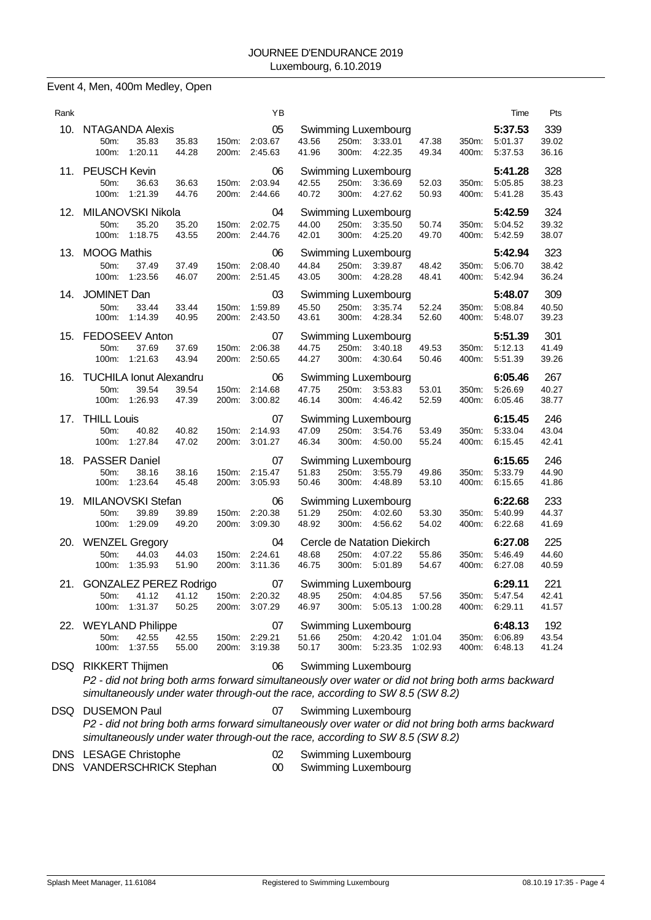JOURNEE D'ENDURANCE 2019
Luxembourg, 6.10.2019

## Event 4, Men, 400m Medley, Open

| Rank | Name | YB | Club | Time | Pts |
|---|---|---|---|---|---|
| 10. | NTAGANDA Alexis | 05 | Swimming Luxembourg | 5:37.53 | 339 |
| | 50m: 35.83 (35.83) · 100m: 1:20.11 (44.28) · 150m: 2:03.67 (43.56) · 200m: 2:45.63 (41.96) · 250m: 3:33.01 (47.38) · 300m: 4:22.35 (49.34) · 350m: 5:01.37 (39.02) · 400m: 5:37.53 (36.16) | | | | |
| 11. | PEUSCH Kevin | 06 | Swimming Luxembourg | 5:41.28 | 328 |
| | 50m: 36.63 (36.63) · 100m: 1:21.39 (44.76) · 150m: 2:03.94 (42.55) · 200m: 2:44.66 (40.72) · 250m: 3:36.69 (52.03) · 300m: 4:27.62 (50.93) · 350m: 5:05.85 (38.23) · 400m: 5:41.28 (35.43) | | | | |
| 12. | MILANOVSKI Nikola | 04 | Swimming Luxembourg | 5:42.59 | 324 |
| | 50m: 35.20 (35.20) · 100m: 1:18.75 (43.55) · 150m: 2:02.75 (44.00) · 200m: 2:44.76 (42.01) · 250m: 3:35.50 (50.74) · 300m: 4:25.20 (49.70) · 350m: 5:04.52 (39.32) · 400m: 5:42.59 (38.07) | | | | |
| 13. | MOOG Mathis | 06 | Swimming Luxembourg | 5:42.94 | 323 |
| | 50m: 37.49 (37.49) · 100m: 1:23.56 (46.07) · 150m: 2:08.40 (44.84) · 200m: 2:51.45 (43.05) · 250m: 3:39.87 (48.42) · 300m: 4:28.28 (48.41) · 350m: 5:06.70 (38.42) · 400m: 5:42.94 (36.24) | | | | |
| 14. | JOMINET Dan | 03 | Swimming Luxembourg | 5:48.07 | 309 |
| | 50m: 33.44 (33.44) · 100m: 1:14.39 (40.95) · 150m: 1:59.89 (45.50) · 200m: 2:43.50 (43.61) · 250m: 3:35.74 (52.24) · 300m: 4:28.34 (52.60) · 350m: 5:08.84 (40.50) · 400m: 5:48.07 (39.23) | | | | |
| 15. | FEDOSEEV Anton | 07 | Swimming Luxembourg | 5:51.39 | 301 |
| | 50m: 37.69 (37.69) · 100m: 1:21.63 (43.94) · 150m: 2:06.38 (44.75) · 200m: 2:50.65 (44.27) · 250m: 3:40.18 (49.53) · 300m: 4:30.64 (50.46) · 350m: 5:12.13 (41.49) · 400m: 5:51.39 (39.26) | | | | |
| 16. | TUCHILA Ionut Alexandru | 06 | Swimming Luxembourg | 6:05.46 | 267 |
| | 50m: 39.54 (39.54) · 100m: 1:26.93 (47.39) · 150m: 2:14.68 (47.75) · 200m: 3:00.82 (46.14) · 250m: 3:53.83 (53.01) · 300m: 4:46.42 (52.59) · 350m: 5:26.69 (40.27) · 400m: 6:05.46 (38.77) | | | | |
| 17. | THILL Louis | 07 | Swimming Luxembourg | 6:15.45 | 246 |
| | 50m: 40.82 (40.82) · 100m: 1:27.84 (47.02) · 150m: 2:14.93 (47.09) · 200m: 3:01.27 (46.34) · 250m: 3:54.76 (53.49) · 300m: 4:50.00 (55.24) · 350m: 5:33.04 (43.04) · 400m: 6:15.45 (42.41) | | | | |
| 18. | PASSER Daniel | 07 | Swimming Luxembourg | 6:15.65 | 246 |
| | 50m: 38.16 (38.16) · 100m: 1:23.64 (45.48) · 150m: 2:15.47 (51.83) · 200m: 3:05.93 (50.46) · 250m: 3:55.79 (49.86) · 300m: 4:48.89 (53.10) · 350m: 5:33.79 (44.90) · 400m: 6:15.65 (41.86) | | | | |
| 19. | MILANOVSKI Stefan | 06 | Swimming Luxembourg | 6:22.68 | 233 |
| | 50m: 39.89 (39.89) · 100m: 1:29.09 (49.20) · 150m: 2:20.38 (51.29) · 200m: 3:09.30 (48.92) · 250m: 4:02.60 (53.30) · 300m: 4:56.62 (54.02) · 350m: 5:40.99 (44.37) · 400m: 6:22.68 (41.69) | | | | |
| 20. | WENZEL Gregory | 04 | Cercle de Natation Diekirch | 6:27.08 | 225 |
| | 50m: 44.03 (44.03) · 100m: 1:35.93 (51.90) · 150m: 2:24.61 (48.68) · 200m: 3:11.36 (46.75) · 250m: 4:07.22 (55.86) · 300m: 5:01.89 (54.67) · 350m: 5:46.49 (44.60) · 400m: 6:27.08 (40.59) | | | | |
| 21. | GONZALEZ PEREZ Rodrigo | 07 | Swimming Luxembourg | 6:29.11 | 221 |
| | 50m: 41.12 (41.12) · 100m: 1:31.37 (50.25) · 150m: 2:20.32 (48.95) · 200m: 3:07.29 (46.97) · 250m: 4:04.85 (57.56) · 300m: 5:05.13 (1:00.28) · 350m: 5:47.54 (42.41) · 400m: 6:29.11 (41.57) | | | | |
| 22. | WEYLAND Philippe | 07 | Swimming Luxembourg | 6:48.13 | 192 |
| | 50m: 42.55 (42.55) · 100m: 1:37.55 (55.00) · 150m: 2:29.21 (51.66) · 200m: 3:19.38 (50.17) · 250m: 4:20.42 (1:01.04) · 300m: 5:23.35 (1:02.93) · 350m: 6:06.89 (43.54) · 400m: 6:48.13 (41.24) | | | | |
| DSQ | RIKKERT Thijmen | 06 | Swimming Luxembourg | | |
| | *P2 - did not bring both arms forward simultaneously over water or did not bring both arms backward simultaneously under water through-out the race, according to SW 8.5 (SW 8.2)* | | | | |
| DSQ | DUSEMON Paul | 07 | Swimming Luxembourg | | |
| | *P2 - did not bring both arms forward simultaneously over water or did not bring both arms backward simultaneously under water through-out the race, according to SW 8.5 (SW 8.2)* | | | | |
| DNS | LESAGE Christophe | 02 | Swimming Luxembourg | | |
| DNS | VANDERSCHRICK Stephan | 00 | Swimming Luxembourg | | |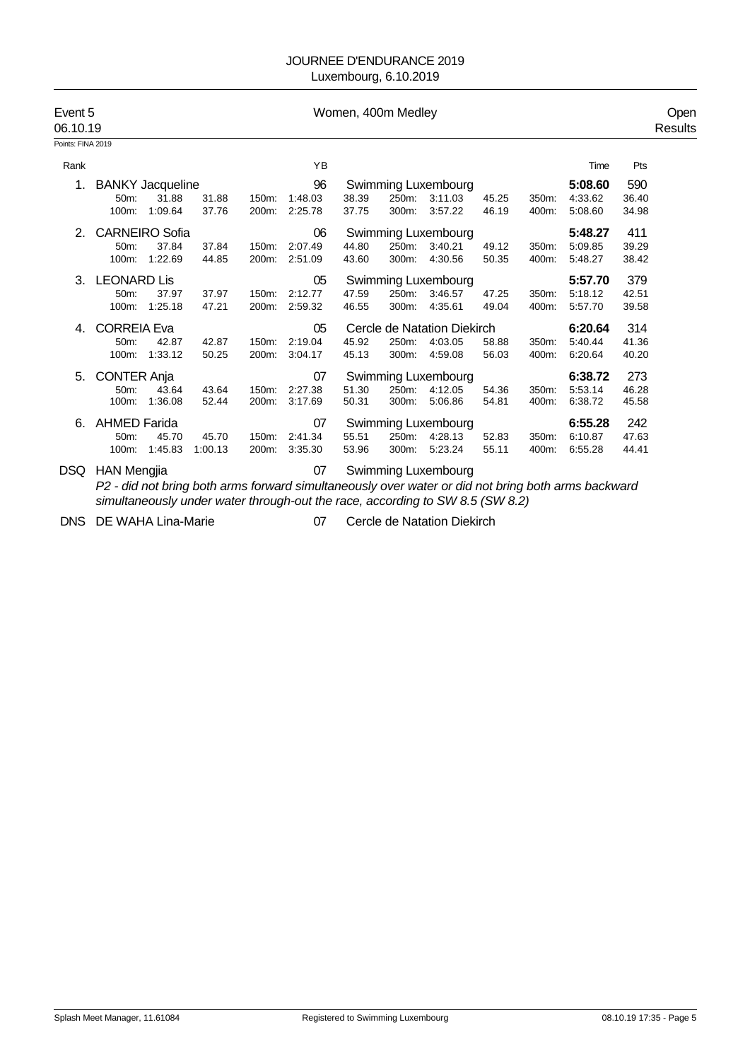JOURNEE D'ENDURANCE 2019
Luxembourg, 6.10.2019

Event 5 — Women, 400m Medley — Open
06.10.19 — Results

Points: FINA 2019

| Rank | Name | | | | YB | Club | | | | | | Time | Pts |
|---|---|---|---|---|---|---|---|---|---|---|---|---|---|
| 1. | BANKY Jacqueline | | | | 96 | Swimming Luxembourg | | | | | | **5:08.60** | 590 |
| | 50m: | 31.88 | 31.88 | 150m: | 1:48.03 | 38.39 | 250m: | 3:11.03 | 45.25 | 350m: | 4:33.62 | 36.40 | |
| | 100m: | 1:09.64 | 37.76 | 200m: | 2:25.78 | 37.75 | 300m: | 3:57.22 | 46.19 | 400m: | 5:08.60 | 34.98 | |
| 2. | CARNEIRO Sofia | | | | 06 | Swimming Luxembourg | | | | | | **5:48.27** | 411 |
| | 50m: | 37.84 | 37.84 | 150m: | 2:07.49 | 44.80 | 250m: | 3:40.21 | 49.12 | 350m: | 5:09.85 | 39.29 | |
| | 100m: | 1:22.69 | 44.85 | 200m: | 2:51.09 | 43.60 | 300m: | 4:30.56 | 50.35 | 400m: | 5:48.27 | 38.42 | |
| 3. | LEONARD Lis | | | | 05 | Swimming Luxembourg | | | | | | **5:57.70** | 379 |
| | 50m: | 37.97 | 37.97 | 150m: | 2:12.77 | 47.59 | 250m: | 3:46.57 | 47.25 | 350m: | 5:18.12 | 42.51 | |
| | 100m: | 1:25.18 | 47.21 | 200m: | 2:59.32 | 46.55 | 300m: | 4:35.61 | 49.04 | 400m: | 5:57.70 | 39.58 | |
| 4. | CORREIA Eva | | | | 05 | Cercle de Natation Diekirch | | | | | | **6:20.64** | 314 |
| | 50m: | 42.87 | 42.87 | 150m: | 2:19.04 | 45.92 | 250m: | 4:03.05 | 58.88 | 350m: | 5:40.44 | 41.36 | |
| | 100m: | 1:33.12 | 50.25 | 200m: | 3:04.17 | 45.13 | 300m: | 4:59.08 | 56.03 | 400m: | 6:20.64 | 40.20 | |
| 5. | CONTER Anja | | | | 07 | Swimming Luxembourg | | | | | | **6:38.72** | 273 |
| | 50m: | 43.64 | 43.64 | 150m: | 2:27.38 | 51.30 | 250m: | 4:12.05 | 54.36 | 350m: | 5:53.14 | 46.28 | |
| | 100m: | 1:36.08 | 52.44 | 200m: | 3:17.69 | 50.31 | 300m: | 5:06.86 | 54.81 | 400m: | 6:38.72 | 45.58 | |
| 6. | AHMED Farida | | | | 07 | Swimming Luxembourg | | | | | | **6:55.28** | 242 |
| | 50m: | 45.70 | 45.70 | 150m: | 2:41.34 | 55.51 | 250m: | 4:28.13 | 52.83 | 350m: | 6:10.87 | 47.63 | |
| | 100m: | 1:45.83 | 1:00.13 | 200m: | 3:35.30 | 53.96 | 300m: | 5:23.24 | 55.11 | 400m: | 6:55.28 | 44.41 | |
| DSQ | HAN Mengjia | | | | 07 | Swimming Luxembourg | | | | | | | |
| DNS | DE WAHA Lina-Marie | | | | 07 | Cercle de Natation Diekirch | | | | | | | |

DSQ HAN Mengjia: *P2 - did not bring both arms forward simultaneously over water or did not bring both arms backward simultaneously under water through-out the race, according to SW 8.5 (SW 8.2)*